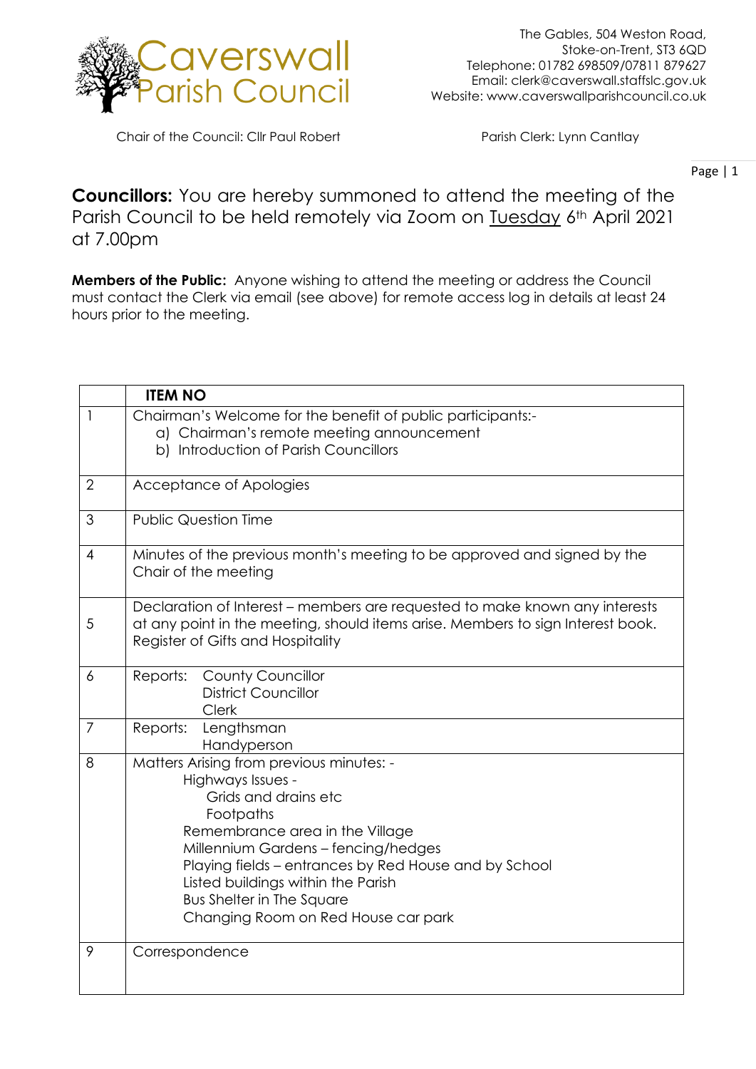# Caverswall Parish Council

The Gables, 504 Weston Road,
Stoke-on-Trent, ST3 6QD
Telephone: 01782 698509/07811 879627
Email: clerk@caverswall.staffslc.gov.uk
Website: www.caverswallparishcouncil.co.uk

Chair of the Council: Cllr Paul Robert

Parish Clerk: Lynn Cantlay

**Councillors:** You are hereby summoned to attend the meeting of the Parish Council to be held remotely via Zoom on Tuesday 6th April 2021 at 7.00pm

**Members of the Public:** Anyone wishing to attend the meeting or address the Council must contact the Clerk via email (see above) for remote access log in details at least 24 hours prior to the meeting.

| | **ITEM NO** |
|---|---|
| 1 | Chairman's Welcome for the benefit of public participants:-<br>a) Chairman's remote meeting announcement<br>b) Introduction of Parish Councillors |
| 2 | Acceptance of Apologies |
| 3 | Public Question Time |
| 4 | Minutes of the previous month's meeting to be approved and signed by the Chair of the meeting |
| 5 | Declaration of Interest – members are requested to make known any interests at any point in the meeting, should items arise. Members to sign Interest book. Register of Gifts and Hospitality |
| 6 | Reports: County Councillor<br>District Councillor<br>Clerk |
| 7 | Reports: Lengthsman<br>Handyperson |
| 8 | Matters Arising from previous minutes: -<br>Highways Issues -<br>Grids and drains etc<br>Footpaths<br>Remembrance area in the Village<br>Millennium Gardens – fencing/hedges<br>Playing fields – entrances by Red House and by School<br>Listed buildings within the Parish<br>Bus Shelter in The Square<br>Changing Room on Red House car park |
| 9 | Correspondence |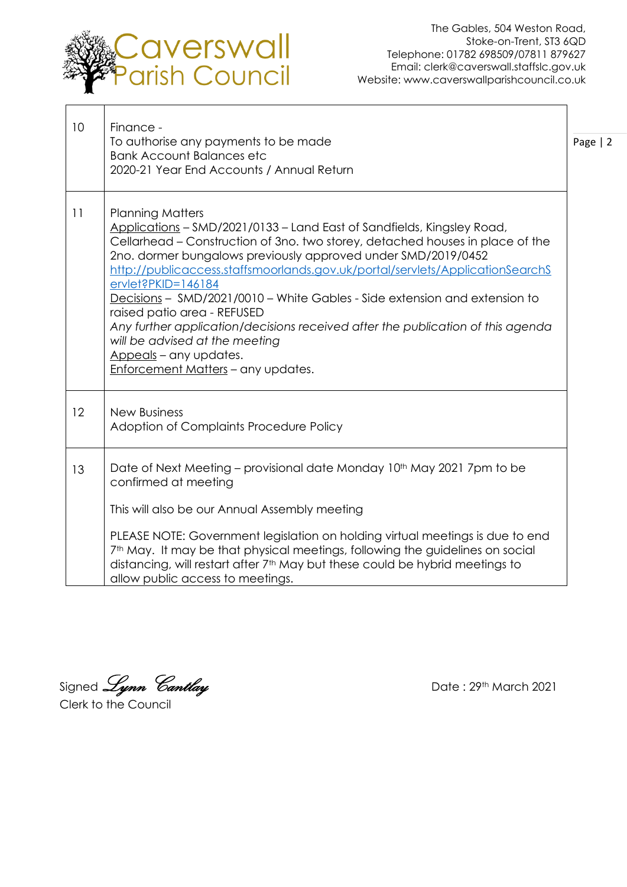| | |
|---|---|
| 10 | Finance -<br>To authorise any payments to be made<br>Bank Account Balances etc<br>2020-21 Year End Accounts / Annual Return |
| 11 | Planning Matters<br>Applications – SMD/2021/0133 – Land East of Sandfields, Kingsley Road, Cellarhead – Construction of 3no. two storey, detached houses in place of the 2no. dormer bungalows previously approved under SMD/2019/0452<br>http://publicaccess.staffsmoorlands.gov.uk/portal/servlets/ApplicationSearchServlet?PKID=146184<br>Decisions – SMD/2021/0010 – White Gables - Side extension and extension to raised patio area - REFUSED<br>*Any further application/decisions received after the publication of this agenda will be advised at the meeting*<br>Appeals – any updates.<br>Enforcement Matters – any updates. |
| 12 | New Business<br>Adoption of Complaints Procedure Policy |
| 13 | Date of Next Meeting – provisional date Monday 10th May 2021 7pm to be confirmed at meeting<br><br>This will also be our Annual Assembly meeting<br><br>PLEASE NOTE: Government legislation on holding virtual meetings is due to end 7th May. It may be that physical meetings, following the guidelines on social distancing, will restart after 7th May but these could be hybrid meetings to allow public access to meetings. |

Signed *Lynn Cantlay*
Clerk to the Council

Date : 29th March 2021